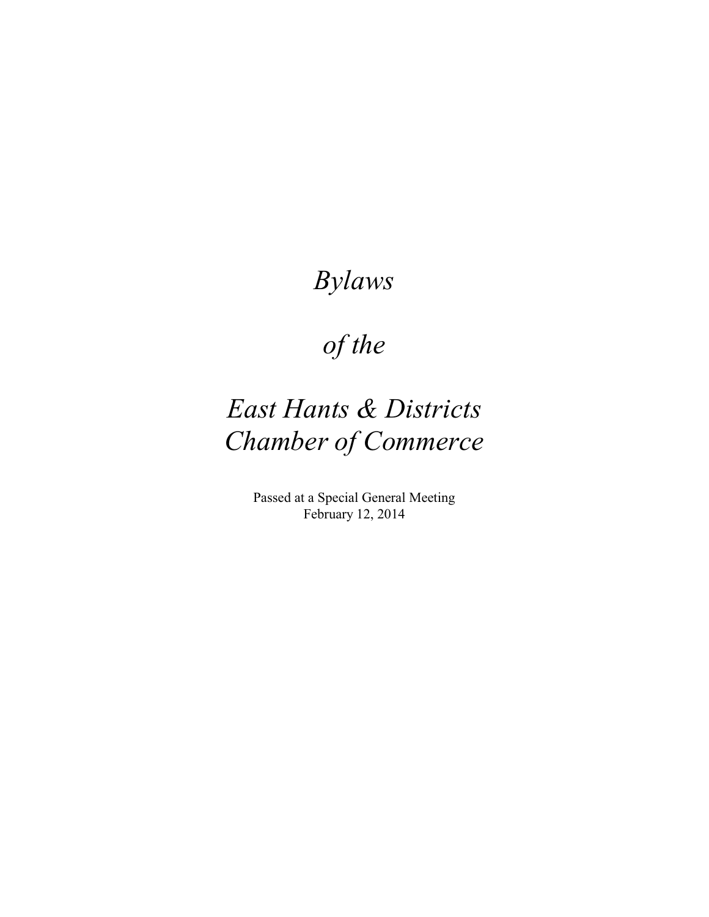# *Bylaws*

# *of the*

# *East Hants & Districts Chamber of Commerce*

Passed at a Special General Meeting
February 12, 2014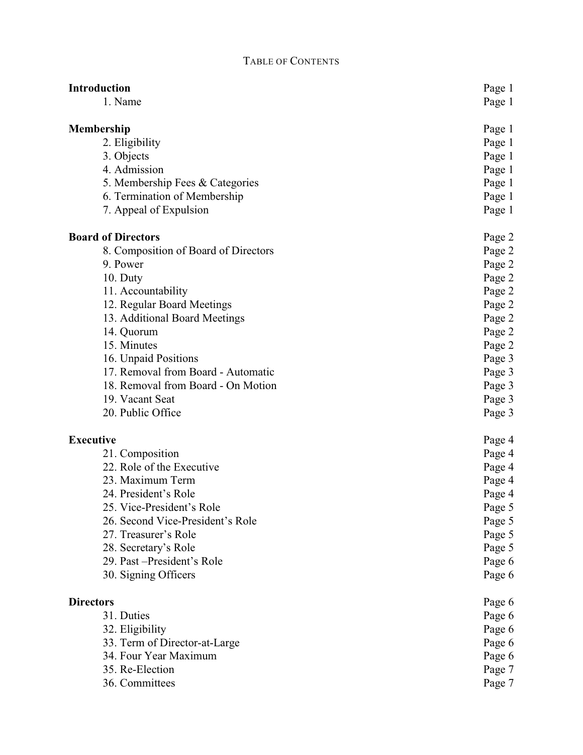# Table of Contents

| | |
|---|---|
| **Introduction** | Page 1 |
| 1. Name | Page 1 |
| **Membership** | Page 1 |
| 2. Eligibility | Page 1 |
| 3. Objects | Page 1 |
| 4. Admission | Page 1 |
| 5. Membership Fees & Categories | Page 1 |
| 6. Termination of Membership | Page 1 |
| 7. Appeal of Expulsion | Page 1 |
| **Board of Directors** | Page 2 |
| 8. Composition of Board of Directors | Page 2 |
| 9. Power | Page 2 |
| 10. Duty | Page 2 |
| 11. Accountability | Page 2 |
| 12. Regular Board Meetings | Page 2 |
| 13. Additional Board Meetings | Page 2 |
| 14. Quorum | Page 2 |
| 15. Minutes | Page 2 |
| 16. Unpaid Positions | Page 3 |
| 17. Removal from Board - Automatic | Page 3 |
| 18. Removal from Board - On Motion | Page 3 |
| 19. Vacant Seat | Page 3 |
| 20. Public Office | Page 3 |
| **Executive** | Page 4 |
| 21. Composition | Page 4 |
| 22. Role of the Executive | Page 4 |
| 23. Maximum Term | Page 4 |
| 24. President's Role | Page 4 |
| 25. Vice-President's Role | Page 5 |
| 26. Second Vice-President's Role | Page 5 |
| 27. Treasurer's Role | Page 5 |
| 28. Secretary's Role | Page 5 |
| 29. Past –President's Role | Page 6 |
| 30. Signing Officers | Page 6 |
| **Directors** | Page 6 |
| 31. Duties | Page 6 |
| 32. Eligibility | Page 6 |
| 33. Term of Director-at-Large | Page 6 |
| 34. Four Year Maximum | Page 6 |
| 35. Re-Election | Page 7 |
| 36. Committees | Page 7 |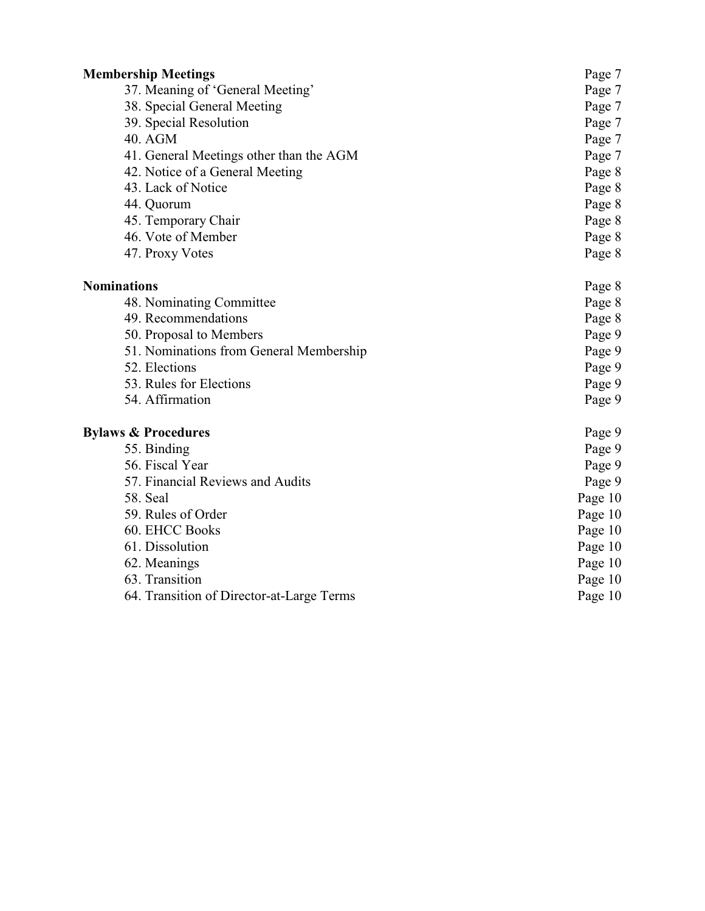| | |
|---|---|
| **Membership Meetings** | Page 7 |
| 37. Meaning of 'General Meeting' | Page 7 |
| 38. Special General Meeting | Page 7 |
| 39. Special Resolution | Page 7 |
| 40. AGM | Page 7 |
| 41. General Meetings other than the AGM | Page 7 |
| 42. Notice of a General Meeting | Page 8 |
| 43. Lack of Notice | Page 8 |
| 44. Quorum | Page 8 |
| 45. Temporary Chair | Page 8 |
| 46. Vote of Member | Page 8 |
| 47. Proxy Votes | Page 8 |
| **Nominations** | Page 8 |
| 48. Nominating Committee | Page 8 |
| 49. Recommendations | Page 8 |
| 50. Proposal to Members | Page 9 |
| 51. Nominations from General Membership | Page 9 |
| 52. Elections | Page 9 |
| 53. Rules for Elections | Page 9 |
| 54. Affirmation | Page 9 |
| **Bylaws & Procedures** | Page 9 |
| 55. Binding | Page 9 |
| 56. Fiscal Year | Page 9 |
| 57. Financial Reviews and Audits | Page 9 |
| 58. Seal | Page 10 |
| 59. Rules of Order | Page 10 |
| 60. EHCC Books | Page 10 |
| 61. Dissolution | Page 10 |
| 62. Meanings | Page 10 |
| 63. Transition | Page 10 |
| 64. Transition of Director-at-Large Terms | Page 10 |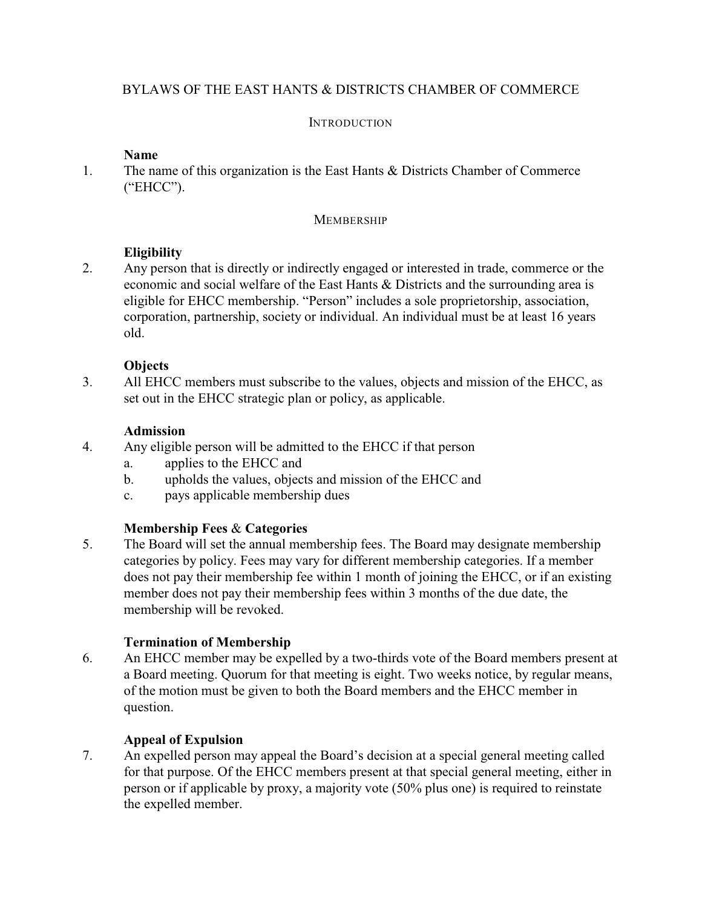# BYLAWS OF THE EAST HANTS & DISTRICTS CHAMBER OF COMMERCE

## INTRODUCTION

**Name**

1. The name of this organization is the East Hants & Districts Chamber of Commerce ("EHCC").

## MEMBERSHIP

**Eligibility**

2. Any person that is directly or indirectly engaged or interested in trade, commerce or the economic and social welfare of the East Hants & Districts and the surrounding area is eligible for EHCC membership. "Person" includes a sole proprietorship, association, corporation, partnership, society or individual. An individual must be at least 16 years old.

**Objects**

3. All EHCC members must subscribe to the values, objects and mission of the EHCC, as set out in the EHCC strategic plan or policy, as applicable.

**Admission**

4. Any eligible person will be admitted to the EHCC if that person
   a. applies to the EHCC and
   b. upholds the values, objects and mission of the EHCC and
   c. pays applicable membership dues

**Membership Fees & Categories**

5. The Board will set the annual membership fees. The Board may designate membership categories by policy. Fees may vary for different membership categories. If a member does not pay their membership fee within 1 month of joining the EHCC, or if an existing member does not pay their membership fees within 3 months of the due date, the membership will be revoked.

**Termination of Membership**

6. An EHCC member may be expelled by a two-thirds vote of the Board members present at a Board meeting. Quorum for that meeting is eight. Two weeks notice, by regular means, of the motion must be given to both the Board members and the EHCC member in question.

**Appeal of Expulsion**

7. An expelled person may appeal the Board's decision at a special general meeting called for that purpose. Of the EHCC members present at that special general meeting, either in person or if applicable by proxy, a majority vote (50% plus one) is required to reinstate the expelled member.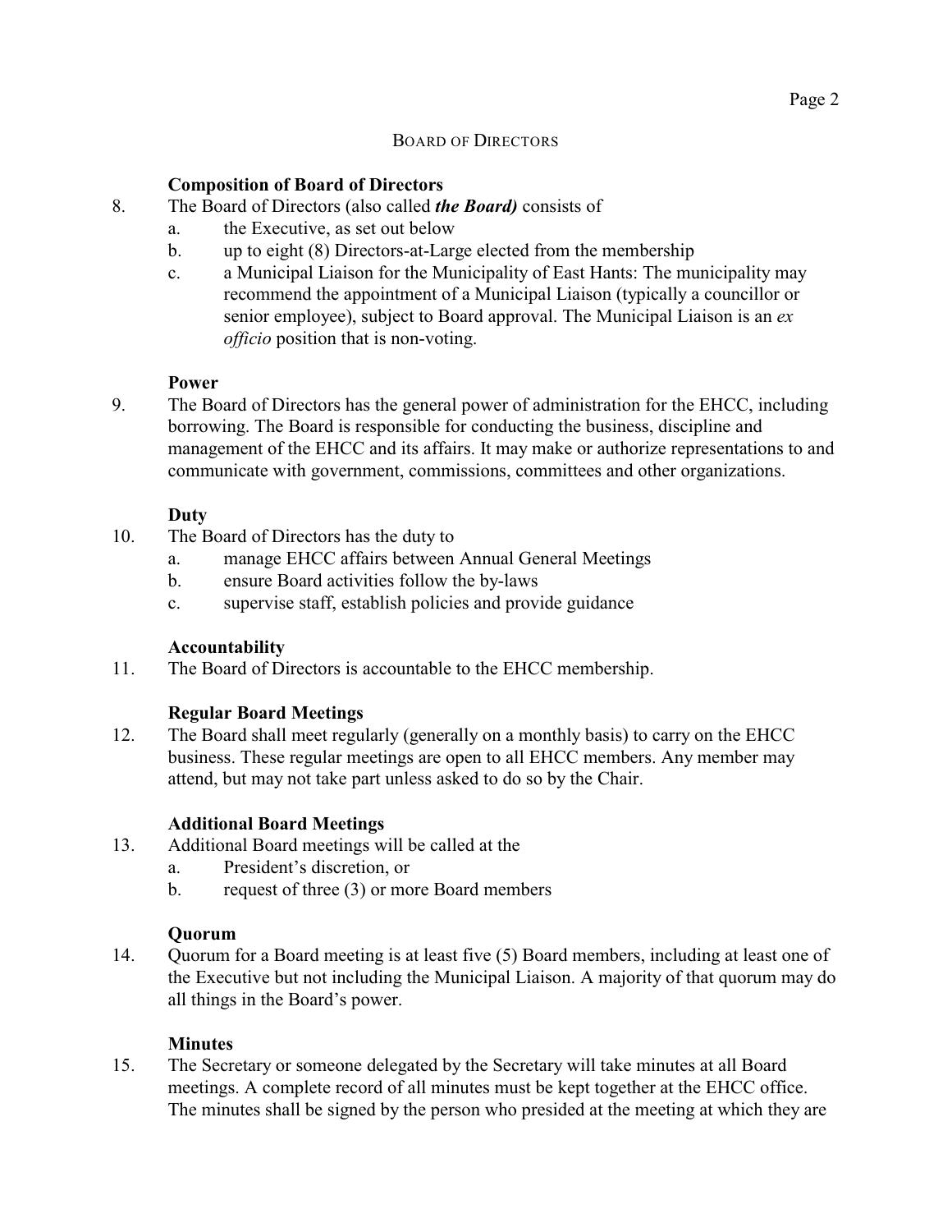## BOARD OF DIRECTORS

### Composition of Board of Directors

8. The Board of Directors (also called ***the Board)*** consists of
   a. the Executive, as set out below
   b. up to eight (8) Directors-at-Large elected from the membership
   c. a Municipal Liaison for the Municipality of East Hants: The municipality may recommend the appointment of a Municipal Liaison (typically a councillor or senior employee), subject to Board approval. The Municipal Liaison is an *ex officio* position that is non-voting.

### Power

9. The Board of Directors has the general power of administration for the EHCC, including borrowing. The Board is responsible for conducting the business, discipline and management of the EHCC and its affairs. It may make or authorize representations to and communicate with government, commissions, committees and other organizations.

### Duty

10. The Board of Directors has the duty to
    a. manage EHCC affairs between Annual General Meetings
    b. ensure Board activities follow the by-laws
    c. supervise staff, establish policies and provide guidance

### Accountability

11. The Board of Directors is accountable to the EHCC membership.

### Regular Board Meetings

12. The Board shall meet regularly (generally on a monthly basis) to carry on the EHCC business. These regular meetings are open to all EHCC members. Any member may attend, but may not take part unless asked to do so by the Chair.

### Additional Board Meetings

13. Additional Board meetings will be called at the
    a. President's discretion, or
    b. request of three (3) or more Board members

### Quorum

14. Quorum for a Board meeting is at least five (5) Board members, including at least one of the Executive but not including the Municipal Liaison. A majority of that quorum may do all things in the Board's power.

### Minutes

15. The Secretary or someone delegated by the Secretary will take minutes at all Board meetings. A complete record of all minutes must be kept together at the EHCC office. The minutes shall be signed by the person who presided at the meeting at which they are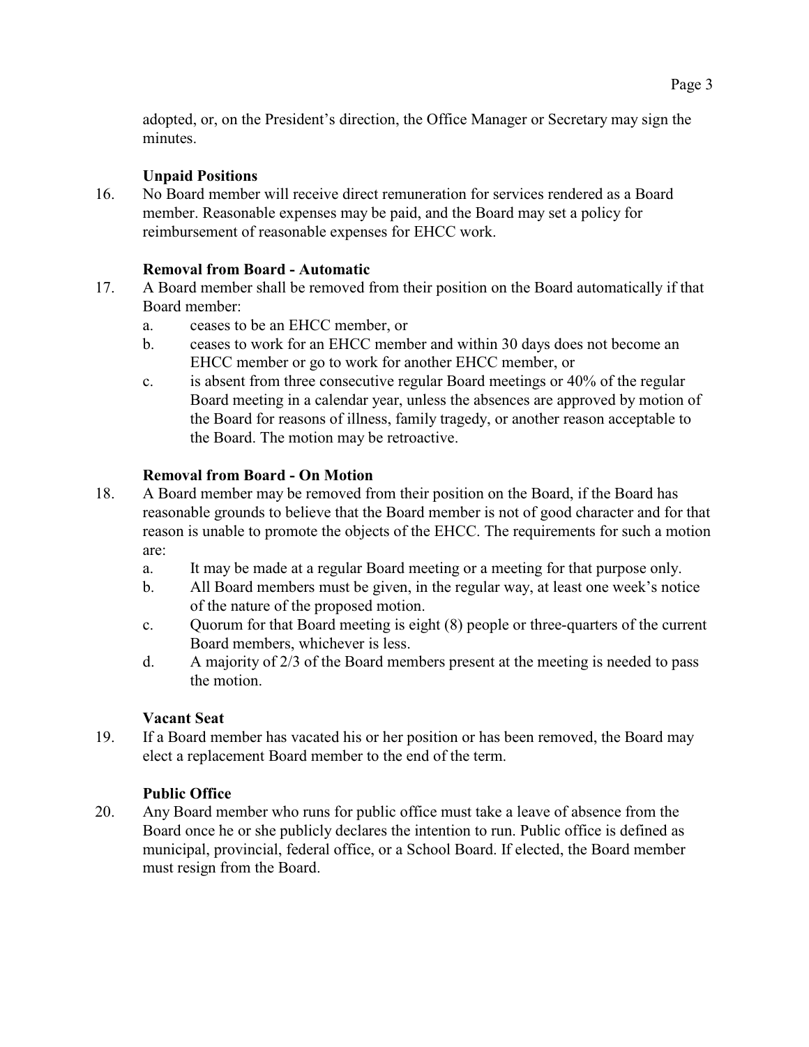adopted, or, on the President's direction, the Office Manager or Secretary may sign the minutes.

### Unpaid Positions

16. No Board member will receive direct remuneration for services rendered as a Board member. Reasonable expenses may be paid, and the Board may set a policy for reimbursement of reasonable expenses for EHCC work.

### Removal from Board - Automatic

17. A Board member shall be removed from their position on the Board automatically if that Board member:
    a. ceases to be an EHCC member, or
    b. ceases to work for an EHCC member and within 30 days does not become an EHCC member or go to work for another EHCC member, or
    c. is absent from three consecutive regular Board meetings or 40% of the regular Board meeting in a calendar year, unless the absences are approved by motion of the Board for reasons of illness, family tragedy, or another reason acceptable to the Board. The motion may be retroactive.

### Removal from Board - On Motion

18. A Board member may be removed from their position on the Board, if the Board has reasonable grounds to believe that the Board member is not of good character and for that reason is unable to promote the objects of the EHCC. The requirements for such a motion are:
    a. It may be made at a regular Board meeting or a meeting for that purpose only.
    b. All Board members must be given, in the regular way, at least one week's notice of the nature of the proposed motion.
    c. Quorum for that Board meeting is eight (8) people or three-quarters of the current Board members, whichever is less.
    d. A majority of 2/3 of the Board members present at the meeting is needed to pass the motion.

### Vacant Seat

19. If a Board member has vacated his or her position or has been removed, the Board may elect a replacement Board member to the end of the term.

### Public Office

20. Any Board member who runs for public office must take a leave of absence from the Board once he or she publicly declares the intention to run. Public office is defined as municipal, provincial, federal office, or a School Board. If elected, the Board member must resign from the Board.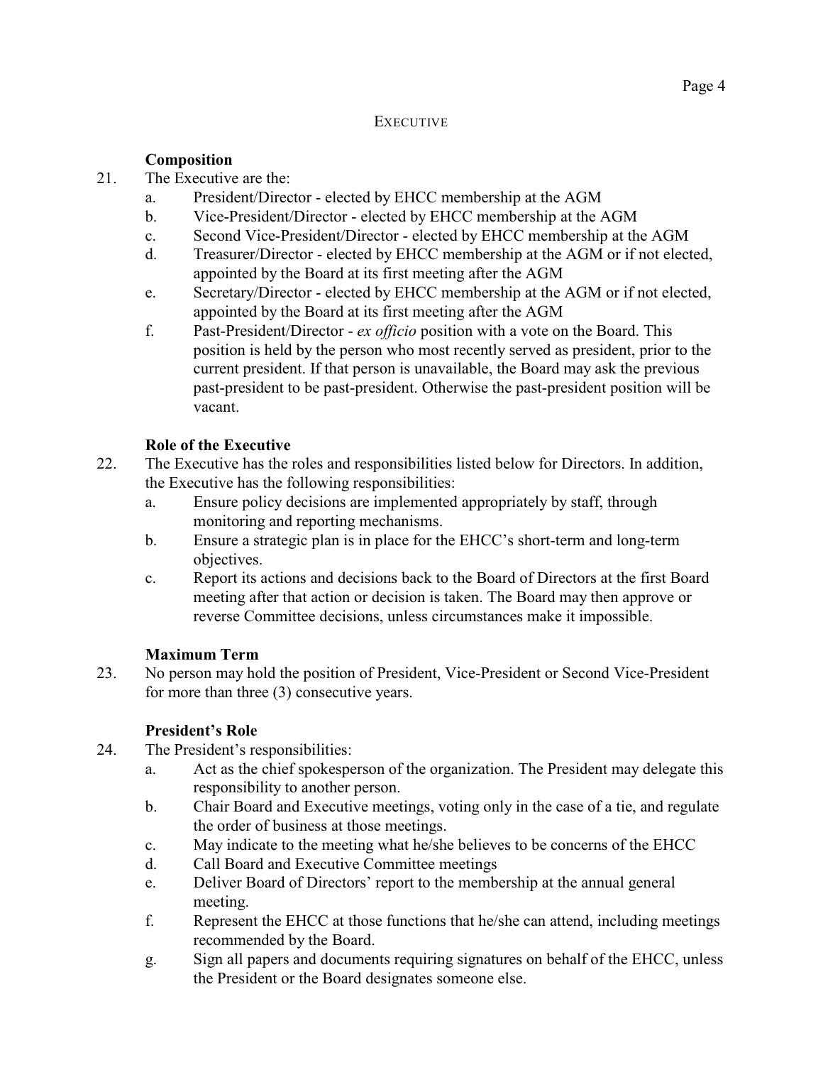## EXECUTIVE

### Composition

21. The Executive are the:
    a. President/Director - elected by EHCC membership at the AGM
    b. Vice-President/Director - elected by EHCC membership at the AGM
    c. Second Vice-President/Director - elected by EHCC membership at the AGM
    d. Treasurer/Director - elected by EHCC membership at the AGM or if not elected, appointed by the Board at its first meeting after the AGM
    e. Secretary/Director - elected by EHCC membership at the AGM or if not elected, appointed by the Board at its first meeting after the AGM
    f. Past-President/Director - *ex officio* position with a vote on the Board. This position is held by the person who most recently served as president, prior to the current president. If that person is unavailable, the Board may ask the previous past-president to be past-president. Otherwise the past-president position will be vacant.

### Role of the Executive

22. The Executive has the roles and responsibilities listed below for Directors. In addition, the Executive has the following responsibilities:
    a. Ensure policy decisions are implemented appropriately by staff, through monitoring and reporting mechanisms.
    b. Ensure a strategic plan is in place for the EHCC's short-term and long-term objectives.
    c. Report its actions and decisions back to the Board of Directors at the first Board meeting after that action or decision is taken. The Board may then approve or reverse Committee decisions, unless circumstances make it impossible.

### Maximum Term

23. No person may hold the position of President, Vice-President or Second Vice-President for more than three (3) consecutive years.

### President's Role

24. The President's responsibilities:
    a. Act as the chief spokesperson of the organization. The President may delegate this responsibility to another person.
    b. Chair Board and Executive meetings, voting only in the case of a tie, and regulate the order of business at those meetings.
    c. May indicate to the meeting what he/she believes to be concerns of the EHCC
    d. Call Board and Executive Committee meetings
    e. Deliver Board of Directors' report to the membership at the annual general meeting.
    f. Represent the EHCC at those functions that he/she can attend, including meetings recommended by the Board.
    g. Sign all papers and documents requiring signatures on behalf of the EHCC, unless the President or the Board designates someone else.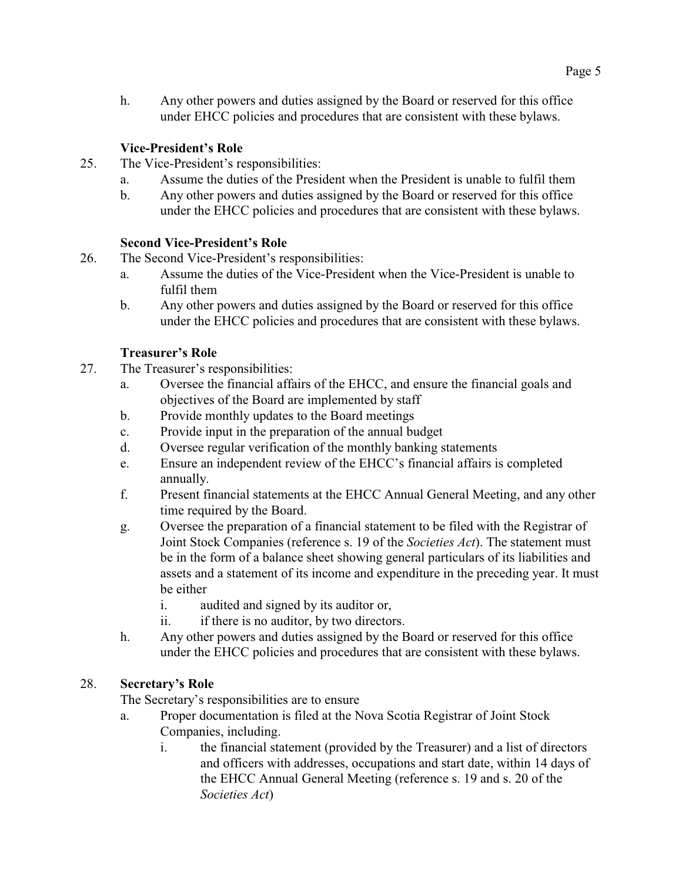h. Any other powers and duties assigned by the Board or reserved for this office under EHCC policies and procedures that are consistent with these bylaws.

**Vice-President's Role**

25. The Vice-President's responsibilities:
    a. Assume the duties of the President when the President is unable to fulfil them
    b. Any other powers and duties assigned by the Board or reserved for this office under the EHCC policies and procedures that are consistent with these bylaws.

**Second Vice-President's Role**

26. The Second Vice-President's responsibilities:
    a. Assume the duties of the Vice-President when the Vice-President is unable to fulfil them
    b. Any other powers and duties assigned by the Board or reserved for this office under the EHCC policies and procedures that are consistent with these bylaws.

**Treasurer's Role**

27. The Treasurer's responsibilities:
    a. Oversee the financial affairs of the EHCC, and ensure the financial goals and objectives of the Board are implemented by staff
    b. Provide monthly updates to the Board meetings
    c. Provide input in the preparation of the annual budget
    d. Oversee regular verification of the monthly banking statements
    e. Ensure an independent review of the EHCC's financial affairs is completed annually.
    f. Present financial statements at the EHCC Annual General Meeting, and any other time required by the Board.
    g. Oversee the preparation of a financial statement to be filed with the Registrar of Joint Stock Companies (reference s. 19 of the *Societies Act*). The statement must be in the form of a balance sheet showing general particulars of its liabilities and assets and a statement of its income and expenditure in the preceding year. It must be either
        i. audited and signed by its auditor or,
        ii. if there is no auditor, by two directors.
    h. Any other powers and duties assigned by the Board or reserved for this office under the EHCC policies and procedures that are consistent with these bylaws.

28. **Secretary's Role**

    The Secretary's responsibilities are to ensure
    a. Proper documentation is filed at the Nova Scotia Registrar of Joint Stock Companies, including.
        i. the financial statement (provided by the Treasurer) and a list of directors and officers with addresses, occupations and start date, within 14 days of the EHCC Annual General Meeting (reference s. 19 and s. 20 of the *Societies Act*)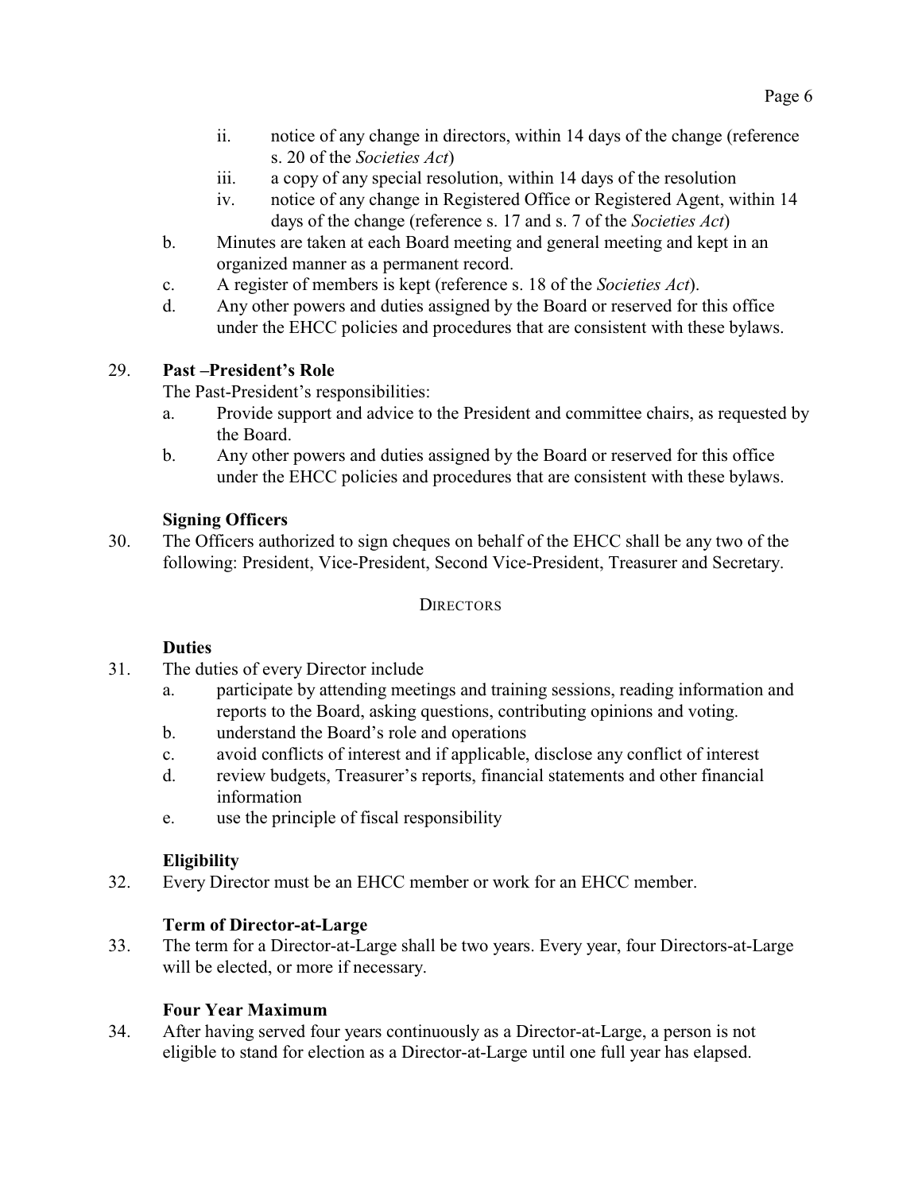- ii. notice of any change in directors, within 14 days of the change (reference s. 20 of the *Societies Act*)
   - iii. a copy of any special resolution, within 14 days of the resolution
   - iv. notice of any change in Registered Office or Registered Agent, within 14 days of the change (reference s. 17 and s. 7 of the *Societies Act*)

b. Minutes are taken at each Board meeting and general meeting and kept in an organized manner as a permanent record.

c. A register of members is kept (reference s. 18 of the *Societies Act*).

d. Any other powers and duties assigned by the Board or reserved for this office under the EHCC policies and procedures that are consistent with these bylaws.

29. **Past –President's Role**

The Past-President's responsibilities:

a. Provide support and advice to the President and committee chairs, as requested by the Board.

b. Any other powers and duties assigned by the Board or reserved for this office under the EHCC policies and procedures that are consistent with these bylaws.

**Signing Officers**

30. The Officers authorized to sign cheques on behalf of the EHCC shall be any two of the following: President, Vice-President, Second Vice-President, Treasurer and Secretary.

## DIRECTORS

**Duties**

31. The duties of every Director include

a. participate by attending meetings and training sessions, reading information and reports to the Board, asking questions, contributing opinions and voting.

b. understand the Board's role and operations

c. avoid conflicts of interest and if applicable, disclose any conflict of interest

d. review budgets, Treasurer's reports, financial statements and other financial information

e. use the principle of fiscal responsibility

**Eligibility**

32. Every Director must be an EHCC member or work for an EHCC member.

**Term of Director-at-Large**

33. The term for a Director-at-Large shall be two years. Every year, four Directors-at-Large will be elected, or more if necessary.

**Four Year Maximum**

34. After having served four years continuously as a Director-at-Large, a person is not eligible to stand for election as a Director-at-Large until one full year has elapsed.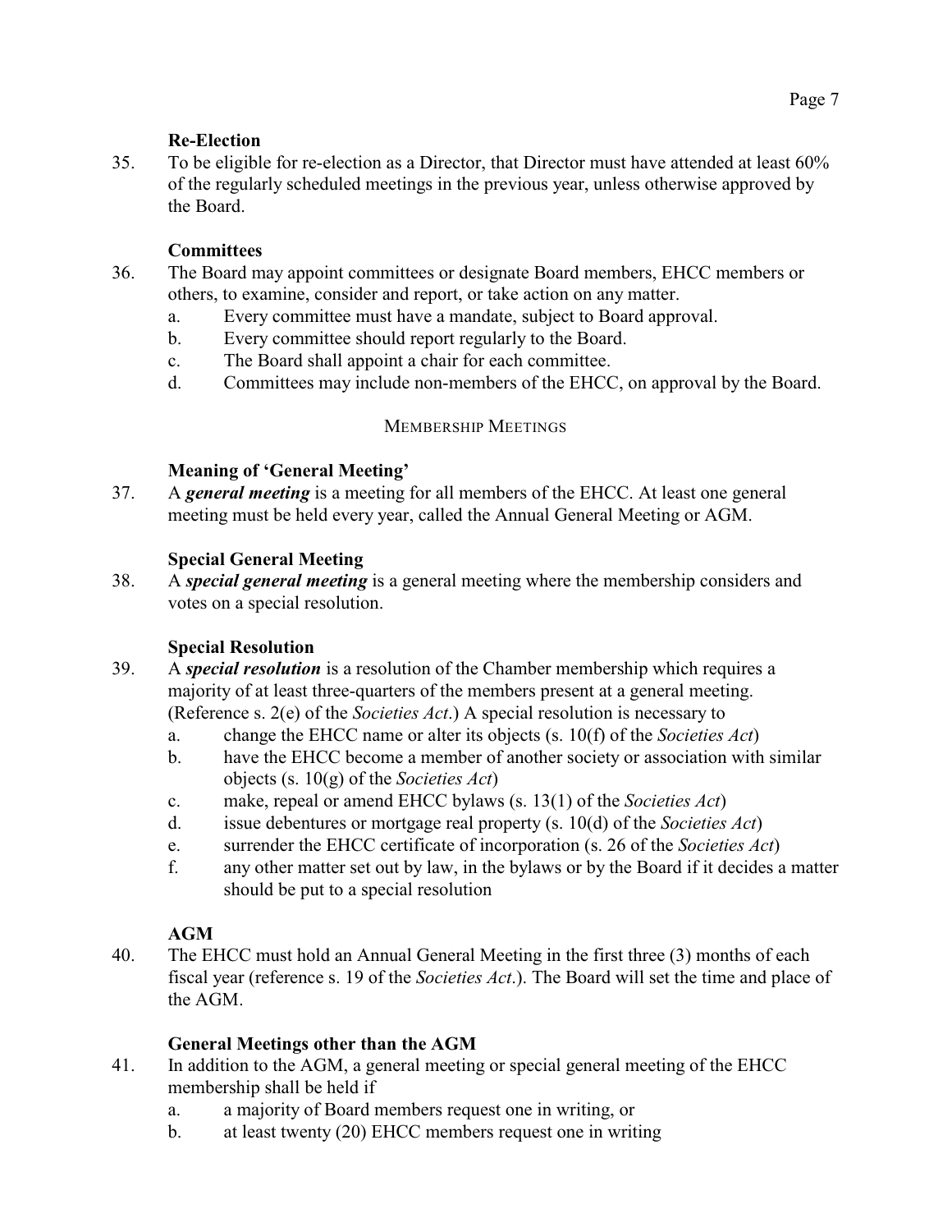**Re-Election**

35. To be eligible for re-election as a Director, that Director must have attended at least 60% of the regularly scheduled meetings in the previous year, unless otherwise approved by the Board.

**Committees**

36. The Board may appoint committees or designate Board members, EHCC members or others, to examine, consider and report, or take action on any matter.
    a. Every committee must have a mandate, subject to Board approval.
    b. Every committee should report regularly to the Board.
    c. The Board shall appoint a chair for each committee.
    d. Committees may include non-members of the EHCC, on approval by the Board.

## MEMBERSHIP MEETINGS

**Meaning of 'General Meeting'**

37. A ***general meeting*** is a meeting for all members of the EHCC. At least one general meeting must be held every year, called the Annual General Meeting or AGM.

**Special General Meeting**

38. A ***special general meeting*** is a general meeting where the membership considers and votes on a special resolution.

**Special Resolution**

39. A ***special resolution*** is a resolution of the Chamber membership which requires a majority of at least three-quarters of the members present at a general meeting. (Reference s. 2(e) of the *Societies Act*.) A special resolution is necessary to
    a. change the EHCC name or alter its objects (s. 10(f) of the *Societies Act*)
    b. have the EHCC become a member of another society or association with similar objects (s. 10(g) of the *Societies Act*)
    c. make, repeal or amend EHCC bylaws (s. 13(1) of the *Societies Act*)
    d. issue debentures or mortgage real property (s. 10(d) of the *Societies Act*)
    e. surrender the EHCC certificate of incorporation (s. 26 of the *Societies Act*)
    f. any other matter set out by law, in the bylaws or by the Board if it decides a matter should be put to a special resolution

**AGM**

40. The EHCC must hold an Annual General Meeting in the first three (3) months of each fiscal year (reference s. 19 of the *Societies Act*.). The Board will set the time and place of the AGM.

**General Meetings other than the AGM**

41. In addition to the AGM, a general meeting or special general meeting of the EHCC membership shall be held if
    a. a majority of Board members request one in writing, or
    b. at least twenty (20) EHCC members request one in writing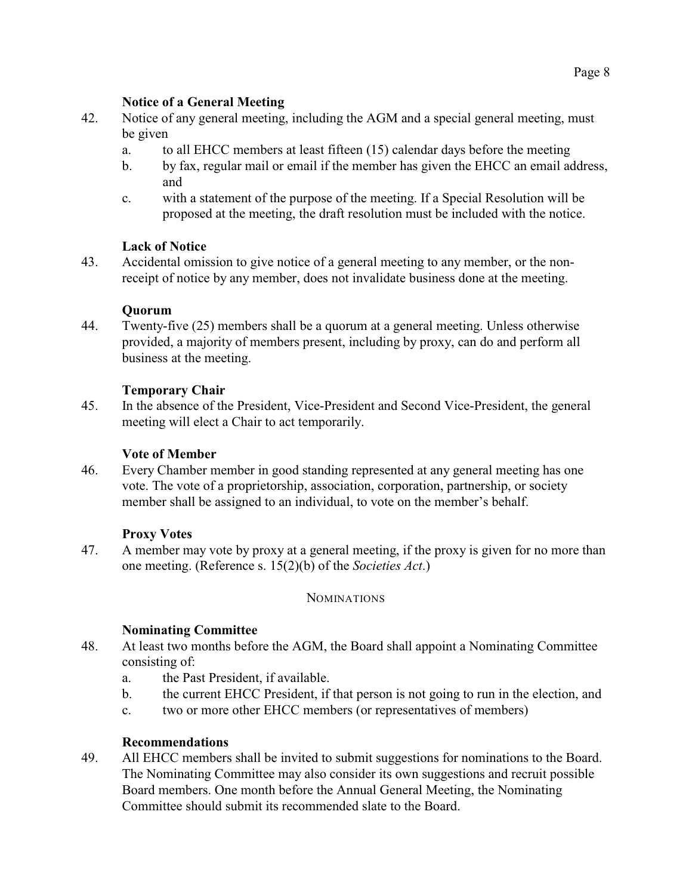### Notice of a General Meeting

42. Notice of any general meeting, including the AGM and a special general meeting, must be given
    a. to all EHCC members at least fifteen (15) calendar days before the meeting
    b. by fax, regular mail or email if the member has given the EHCC an email address, and
    c. with a statement of the purpose of the meeting. If a Special Resolution will be proposed at the meeting, the draft resolution must be included with the notice.

### Lack of Notice

43. Accidental omission to give notice of a general meeting to any member, or the non-receipt of notice by any member, does not invalidate business done at the meeting.

### Quorum

44. Twenty-five (25) members shall be a quorum at a general meeting. Unless otherwise provided, a majority of members present, including by proxy, can do and perform all business at the meeting.

### Temporary Chair

45. In the absence of the President, Vice-President and Second Vice-President, the general meeting will elect a Chair to act temporarily.

### Vote of Member

46. Every Chamber member in good standing represented at any general meeting has one vote. The vote of a proprietorship, association, corporation, partnership, or society member shall be assigned to an individual, to vote on the member's behalf.

### Proxy Votes

47. A member may vote by proxy at a general meeting, if the proxy is given for no more than one meeting. (Reference s. 15(2)(b) of the *Societies Act*.)

## NOMINATIONS

### Nominating Committee

48. At least two months before the AGM, the Board shall appoint a Nominating Committee consisting of:
    a. the Past President, if available.
    b. the current EHCC President, if that person is not going to run in the election, and
    c. two or more other EHCC members (or representatives of members)

### Recommendations

49. All EHCC members shall be invited to submit suggestions for nominations to the Board. The Nominating Committee may also consider its own suggestions and recruit possible Board members. One month before the Annual General Meeting, the Nominating Committee should submit its recommended slate to the Board.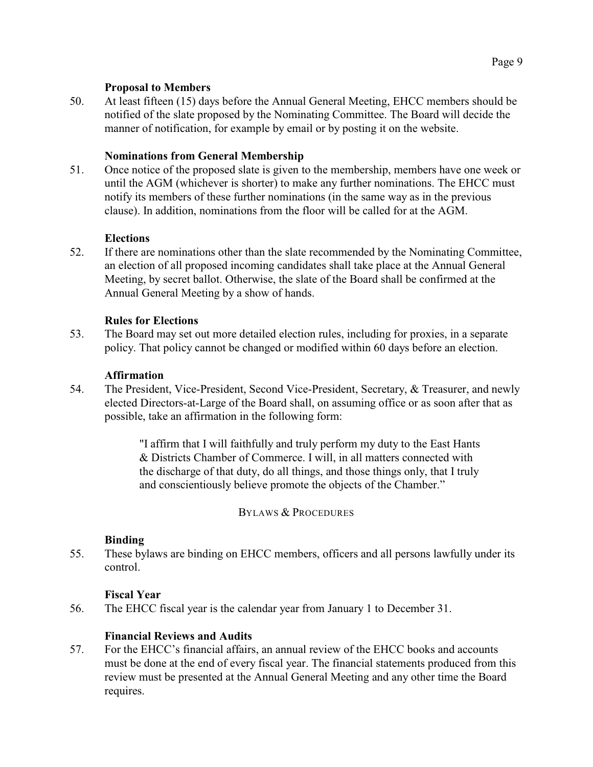**Proposal to Members**

50. At least fifteen (15) days before the Annual General Meeting, EHCC members should be notified of the slate proposed by the Nominating Committee. The Board will decide the manner of notification, for example by email or by posting it on the website.

**Nominations from General Membership**

51. Once notice of the proposed slate is given to the membership, members have one week or until the AGM (whichever is shorter) to make any further nominations. The EHCC must notify its members of these further nominations (in the same way as in the previous clause). In addition, nominations from the floor will be called for at the AGM.

**Elections**

52. If there are nominations other than the slate recommended by the Nominating Committee, an election of all proposed incoming candidates shall take place at the Annual General Meeting, by secret ballot. Otherwise, the slate of the Board shall be confirmed at the Annual General Meeting by a show of hands.

**Rules for Elections**

53. The Board may set out more detailed election rules, including for proxies, in a separate policy. That policy cannot be changed or modified within 60 days before an election.

**Affirmation**

54. The President, Vice-President, Second Vice-President, Secretary, & Treasurer, and newly elected Directors-at-Large of the Board shall, on assuming office or as soon after that as possible, take an affirmation in the following form:

> "I affirm that I will faithfully and truly perform my duty to the East Hants & Districts Chamber of Commerce. I will, in all matters connected with the discharge of that duty, do all things, and those things only, that I truly and conscientiously believe promote the objects of the Chamber."

## BYLAWS & PROCEDURES

**Binding**

55. These bylaws are binding on EHCC members, officers and all persons lawfully under its control.

**Fiscal Year**

56. The EHCC fiscal year is the calendar year from January 1 to December 31.

**Financial Reviews and Audits**

57. For the EHCC's financial affairs, an annual review of the EHCC books and accounts must be done at the end of every fiscal year. The financial statements produced from this review must be presented at the Annual General Meeting and any other time the Board requires.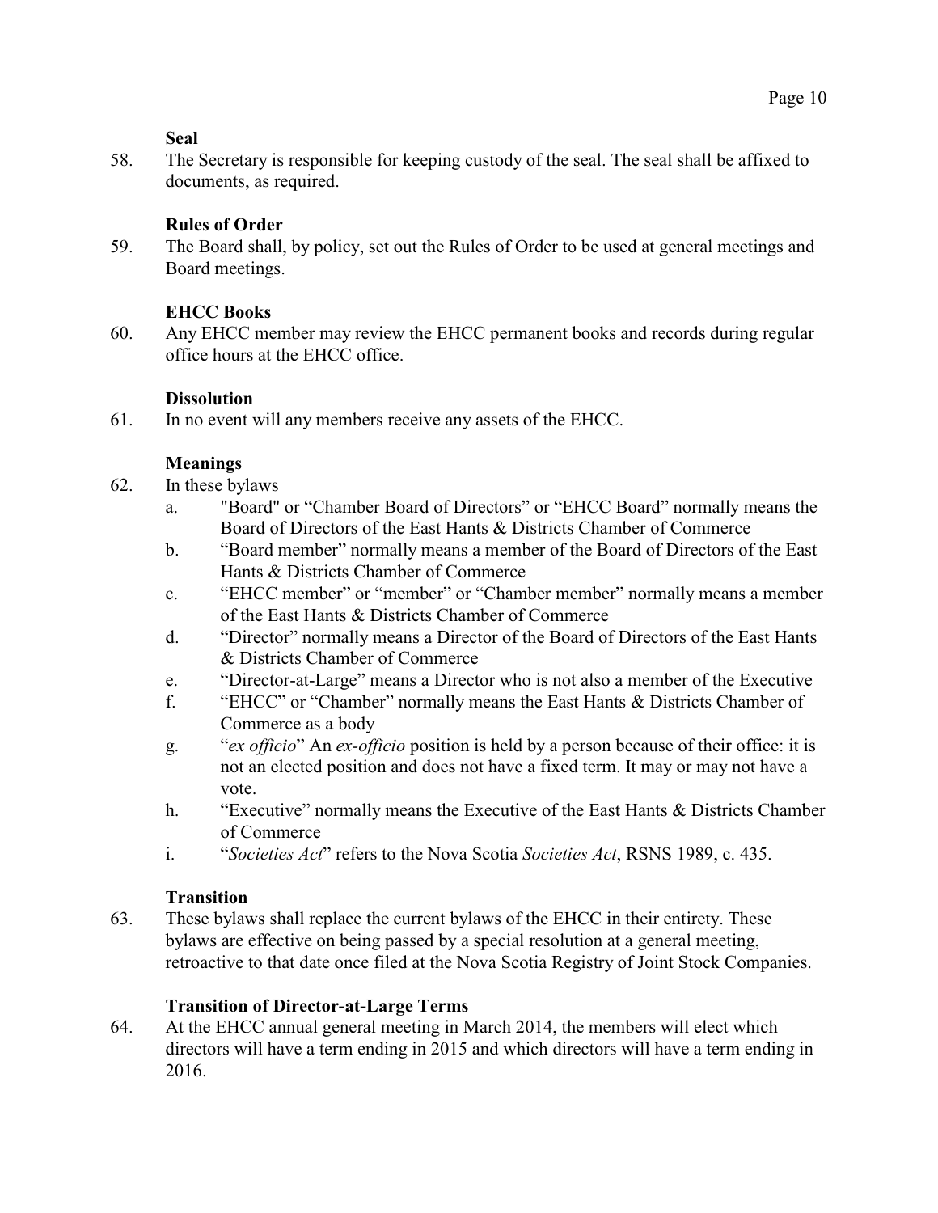**Seal**

58. The Secretary is responsible for keeping custody of the seal. The seal shall be affixed to documents, as required.

**Rules of Order**

59. The Board shall, by policy, set out the Rules of Order to be used at general meetings and Board meetings.

**EHCC Books**

60. Any EHCC member may review the EHCC permanent books and records during regular office hours at the EHCC office.

**Dissolution**

61. In no event will any members receive any assets of the EHCC.

**Meanings**

62. In these bylaws
    a. "Board" or "Chamber Board of Directors" or "EHCC Board" normally means the Board of Directors of the East Hants & Districts Chamber of Commerce
    b. "Board member" normally means a member of the Board of Directors of the East Hants & Districts Chamber of Commerce
    c. "EHCC member" or "member" or "Chamber member" normally means a member of the East Hants & Districts Chamber of Commerce
    d. "Director" normally means a Director of the Board of Directors of the East Hants & Districts Chamber of Commerce
    e. "Director-at-Large" means a Director who is not also a member of the Executive
    f. "EHCC" or "Chamber" normally means the East Hants & Districts Chamber of Commerce as a body
    g. "*ex officio*" An *ex-officio* position is held by a person because of their office: it is not an elected position and does not have a fixed term. It may or may not have a vote.
    h. "Executive" normally means the Executive of the East Hants & Districts Chamber of Commerce
    i. "*Societies Act*" refers to the Nova Scotia *Societies Act*, RSNS 1989, c. 435.

**Transition**

63. These bylaws shall replace the current bylaws of the EHCC in their entirety. These bylaws are effective on being passed by a special resolution at a general meeting, retroactive to that date once filed at the Nova Scotia Registry of Joint Stock Companies.

**Transition of Director-at-Large Terms**

64. At the EHCC annual general meeting in March 2014, the members will elect which directors will have a term ending in 2015 and which directors will have a term ending in 2016.